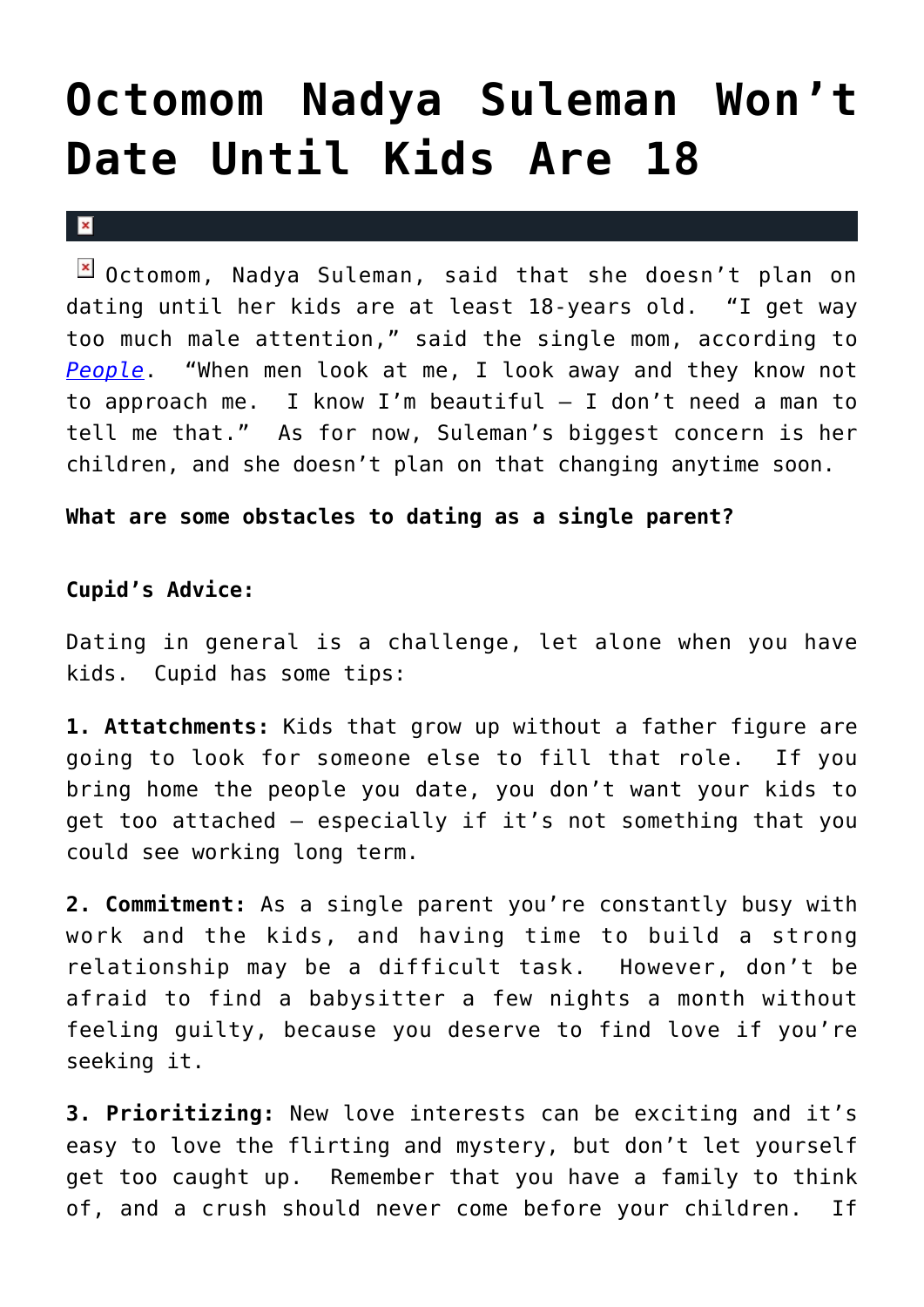# Octomom Nadya Suleman Won't Date Until Kids Are 18

Octomom, Nadya Suleman, said that she doesn't plan on dating until her kids are at least 18-years old. "I get way too much male attention," said the single mom, according to *People*. "When men look at me, I look away and they know not to approach me. I know I'm beautiful – I don't need a man to tell me that." As for now, Suleman's biggest concern is her children, and she doesn't plan on that changing anytime soon.

**What are some obstacles to dating as a single parent?**

**Cupid's Advice:**

Dating in general is a challenge, let alone when you have kids. Cupid has some tips:

**1. Attatchments:** Kids that grow up without a father figure are going to look for someone else to fill that role. If you bring home the people you date, you don't want your kids to get too attached – especially if it's not something that you could see working long term.

**2. Commitment:** As a single parent you're constantly busy with work and the kids, and having time to build a strong relationship may be a difficult task. However, don't be afraid to find a babysitter a few nights a month without feeling guilty, because you deserve to find love if you're seeking it.

**3. Prioritizing:** New love interests can be exciting and it's easy to love the flirting and mystery, but don't let yourself get too caught up. Remember that you have a family to think of, and a crush should never come before your children. If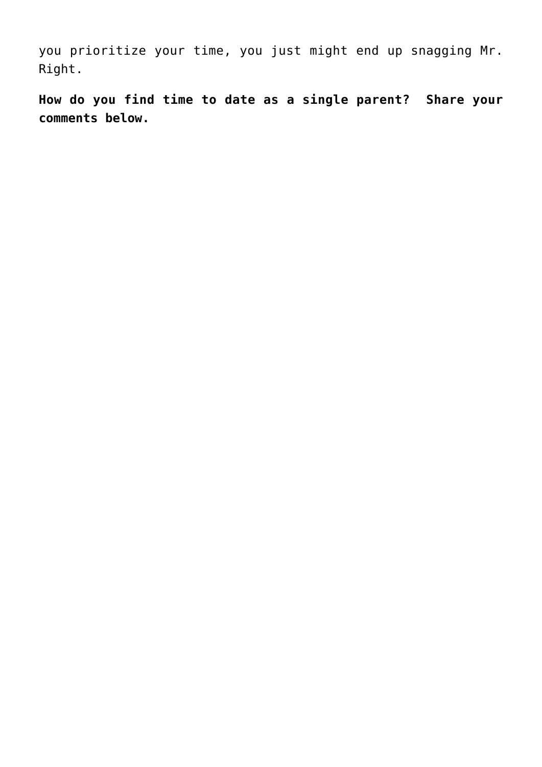you prioritize your time, you just might end up snagging Mr. Right.

**How do you find time to date as a single parent? Share your comments below.**